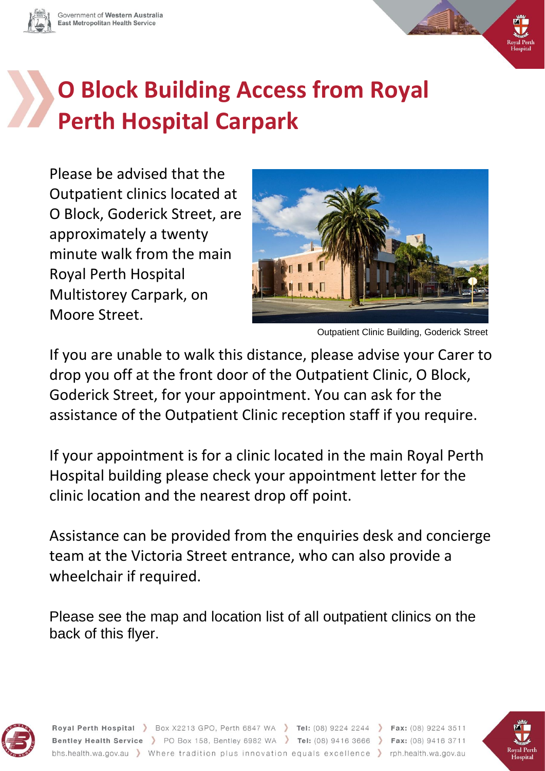# O Block Building Access from Royal Perth Hospital Carpark

Please be advised that the Outpatient clinics located at O Block, Goderick Street, are approximately a twenty minute walk from the main Royal Perth Hospital Multistorey Carpark, on Moore Street.

Outpatient Clinic Building, Goderick Street

If you are unable to walk this distance, please advise your Carer to drop you off at the front door of the Outpatient Clinic, O Block, Goderick Street, for your appointment. You can ask for the assistance of the Outpatient Clinic reception staff if you require.

If your appointment is for a clinic located in the main Royal Perth Hospital building please check your appointment letter for the clinic location and the nearest drop off point.

Assistance can be provided from the enquiries desk and concierge team at the Victoria Street entrance, who can also provide a wheelchair if required.

Please see the map and location list of all outpatient clinics on the back of this flyer.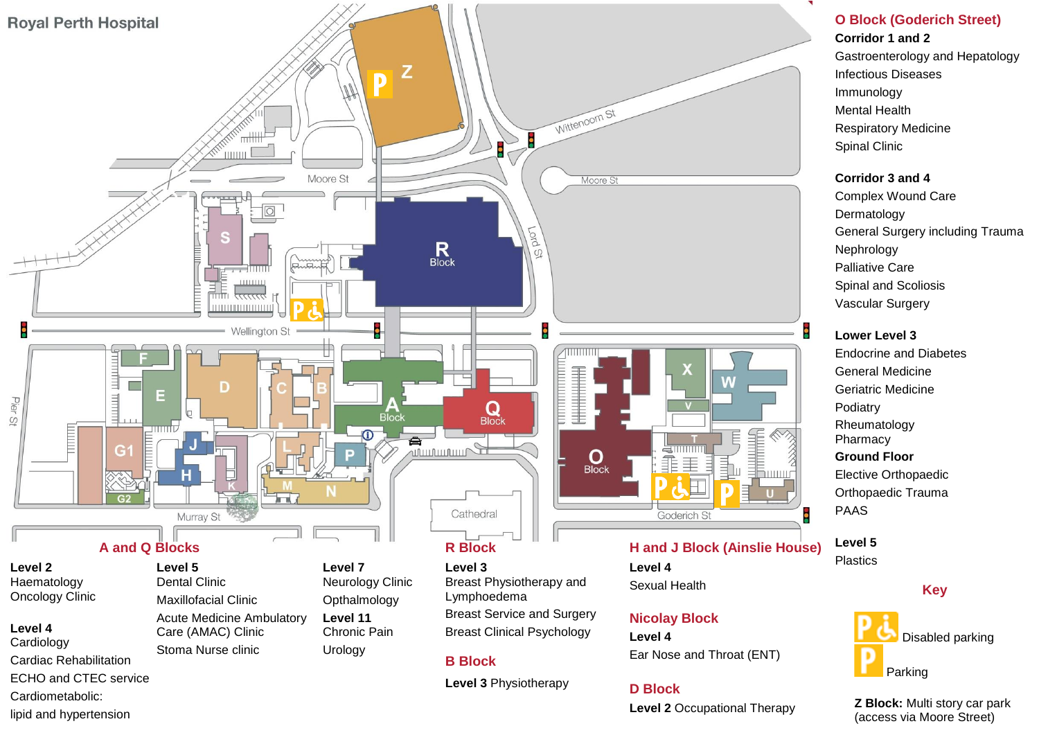Royal Perth Hospital

## A and Q Blocks

**Level 2**
Haematology
Oncology Clinic

**Level 4**
Cardiology
Cardiac Rehabilitation
ECHO and CTEC service
Cardiometabolic:
lipid and hypertension

**Level 5**
Dental Clinic
Maxillofacial Clinic
Acute Medicine Ambulatory Care (AMAC) Clinic
Stoma Nurse clinic

**Level 7**
Neurology Clinic
Opthalmology

**Level 11**
Chronic Pain
Urology

## R Block

**Level 3**
Breast Physiotherapy and Lymphoedema
Breast Service and Surgery
Breast Clinical Psychology

## B Block

**Level 3** Physiotherapy

## H and J Block (Ainslie House)

**Level 4**
Sexual Health

## Nicolay Block

**Level 4**
Ear Nose and Throat (ENT)

## D Block

**Level 2** Occupational Therapy

## O Block (Goderich Street)

**Corridor 1 and 2**
Gastroenterology and Hepatology
Infectious Diseases
Immunology
Mental Health
Respiratory Medicine
Spinal Clinic

**Corridor 3 and 4**
Complex Wound Care
Dermatology
General Surgery including Trauma
Nephrology
Palliative Care
Spinal and Scoliosis
Vascular Surgery

**Lower Level 3**
Endocrine and Diabetes
General Medicine
Geriatric Medicine
Podiatry
Rheumatology
Pharmacy

**Ground Floor**
Elective Orthopaedic
Orthopaedic Trauma
PAAS

**Level 5**
Plastics

## Key

Disabled parking
Parking

**Z Block:** Multi story car park (access via Moore Street)